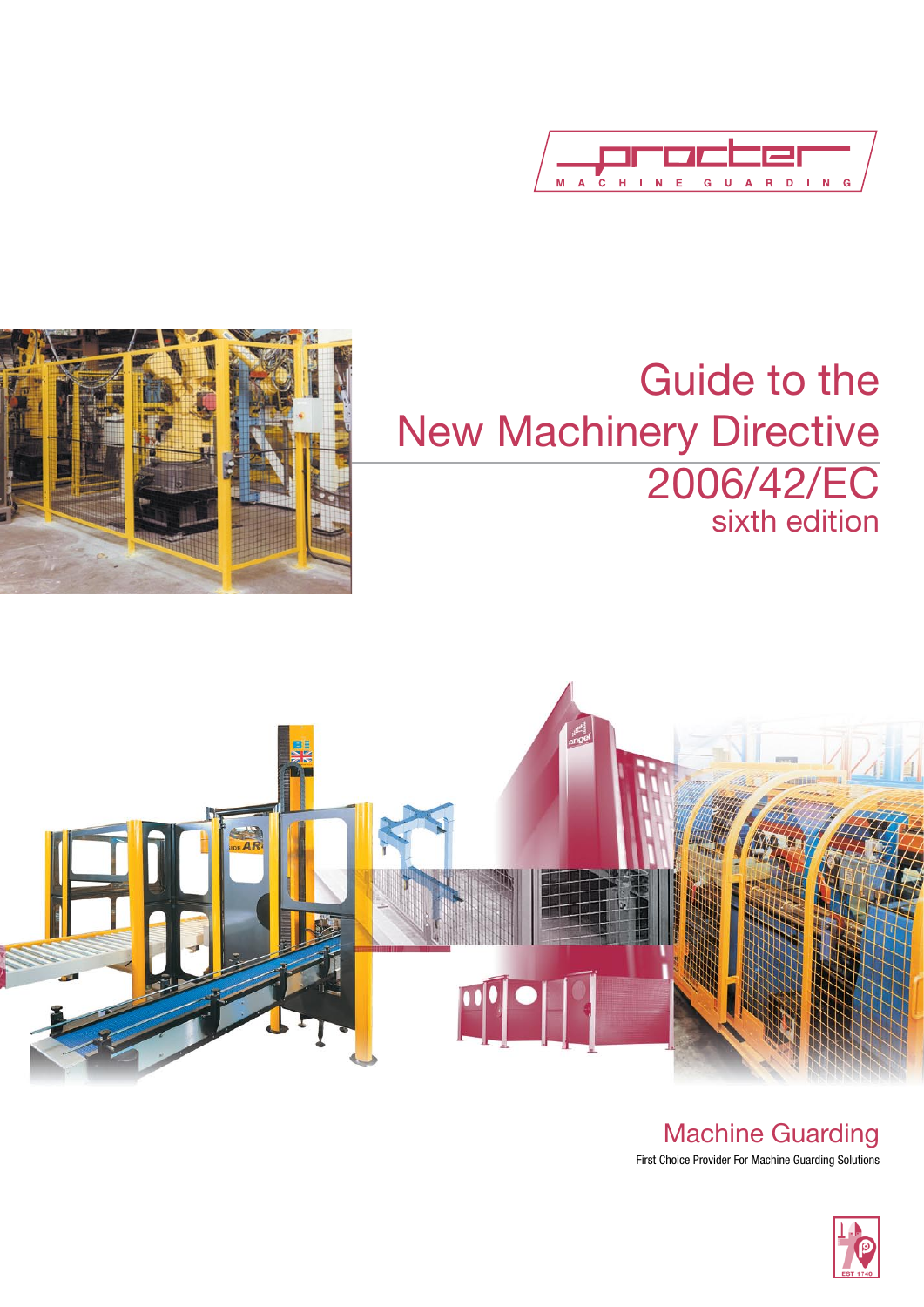procter

MACHINE GUARDING

# Guide to the New Machinery Directive 2006/42/EC

sixth edition

## Machine Guarding

First Choice Provider For Machine Guarding Solutions

EST 1740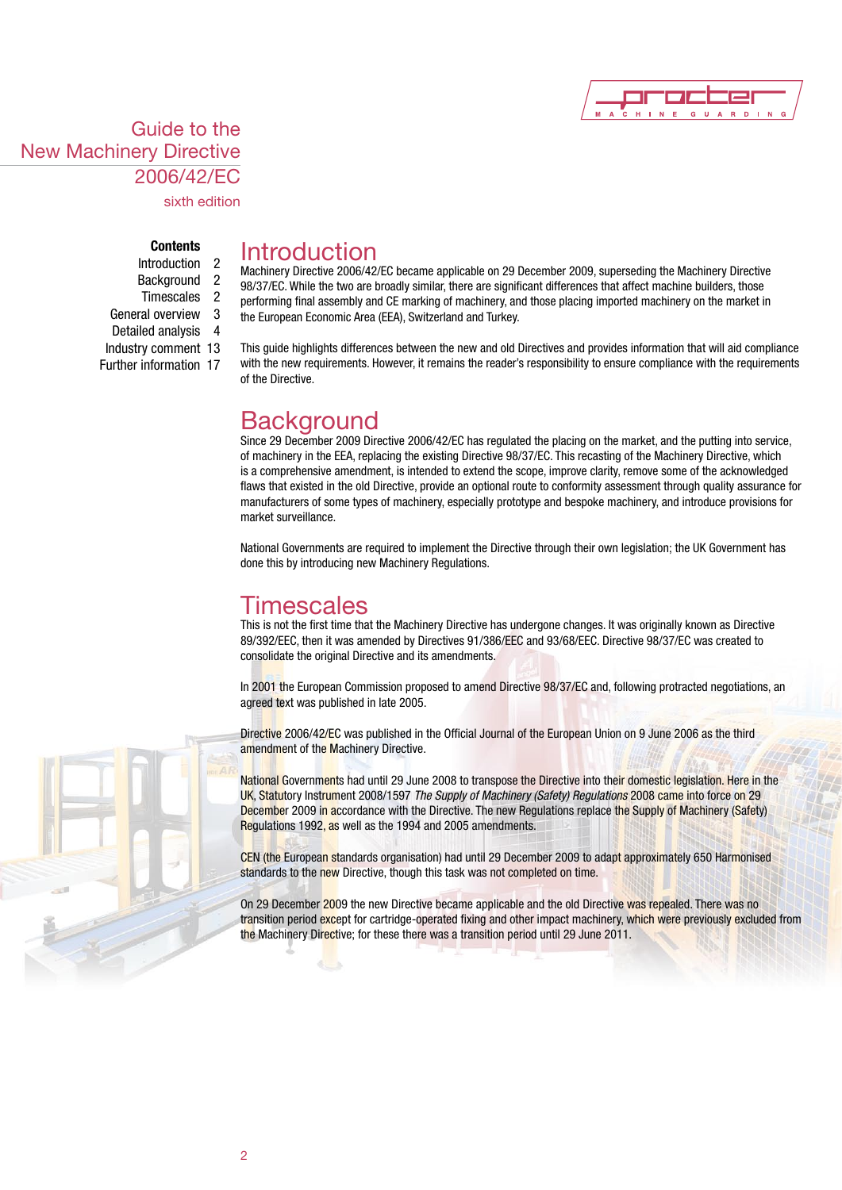# Guide to the New Machinery Directive 2006/42/EC

sixth edition

**Contents**

Introduction 2
Background 2
Timescales 2
General overview 3
Detailed analysis 4
Industry comment 13
Further information 17

## Introduction

Machinery Directive 2006/42/EC became applicable on 29 December 2009, superseding the Machinery Directive 98/37/EC. While the two are broadly similar, there are significant differences that affect machine builders, those performing final assembly and CE marking of machinery, and those placing imported machinery on the market in the European Economic Area (EEA), Switzerland and Turkey.

This guide highlights differences between the new and old Directives and provides information that will aid compliance with the new requirements. However, it remains the reader's responsibility to ensure compliance with the requirements of the Directive.

## Background

Since 29 December 2009 Directive 2006/42/EC has regulated the placing on the market, and the putting into service, of machinery in the EEA, replacing the existing Directive 98/37/EC. This recasting of the Machinery Directive, which is a comprehensive amendment, is intended to extend the scope, improve clarity, remove some of the acknowledged flaws that existed in the old Directive, provide an optional route to conformity assessment through quality assurance for manufacturers of some types of machinery, especially prototype and bespoke machinery, and introduce provisions for market surveillance.

National Governments are required to implement the Directive through their own legislation; the UK Government has done this by introducing new Machinery Regulations.

## Timescales

This is not the first time that the Machinery Directive has undergone changes. It was originally known as Directive 89/392/EEC, then it was amended by Directives 91/386/EEC and 93/68/EEC. Directive 98/37/EC was created to consolidate the original Directive and its amendments.

In 2001 the European Commission proposed to amend Directive 98/37/EC and, following protracted negotiations, an agreed text was published in late 2005.

Directive 2006/42/EC was published in the Official Journal of the European Union on 9 June 2006 as the third amendment of the Machinery Directive.

National Governments had until 29 June 2008 to transpose the Directive into their domestic legislation. Here in the UK, Statutory Instrument 2008/1597 *The Supply of Machinery (Safety) Regulations* 2008 came into force on 29 December 2009 in accordance with the Directive. The new Regulations replace the Supply of Machinery (Safety) Regulations 1992, as well as the 1994 and 2005 amendments.

CEN (the European standards organisation) had until 29 December 2009 to adapt approximately 650 Harmonised standards to the new Directive, though this task was not completed on time.

On 29 December 2009 the new Directive became applicable and the old Directive was repealed. There was no transition period except for cartridge-operated fixing and other impact machinery, which were previously excluded from the Machinery Directive; for these there was a transition period until 29 June 2011.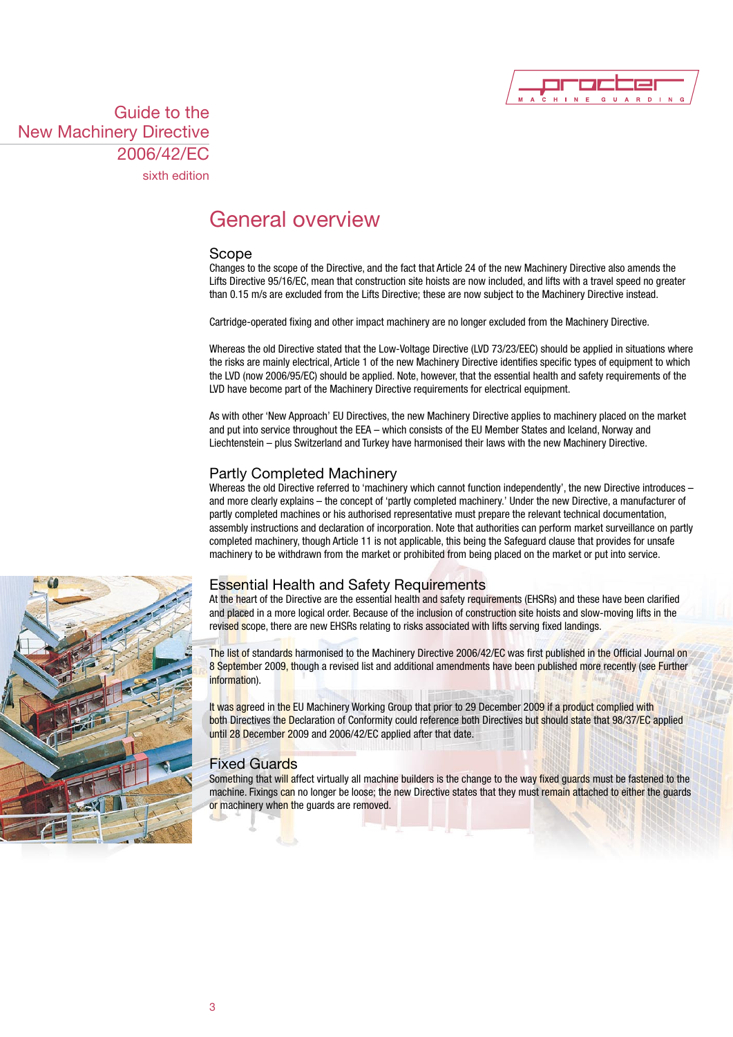Guide to the New Machinery Directive 2006/42/EC

sixth edition

# General overview

## Scope

Changes to the scope of the Directive, and the fact that Article 24 of the new Machinery Directive also amends the Lifts Directive 95/16/EC, mean that construction site hoists are now included, and lifts with a travel speed no greater than 0.15 m/s are excluded from the Lifts Directive; these are now subject to the Machinery Directive instead.

Cartridge-operated fixing and other impact machinery are no longer excluded from the Machinery Directive.

Whereas the old Directive stated that the Low-Voltage Directive (LVD 73/23/EEC) should be applied in situations where the risks are mainly electrical, Article 1 of the new Machinery Directive identifies specific types of equipment to which the LVD (now 2006/95/EC) should be applied. Note, however, that the essential health and safety requirements of the LVD have become part of the Machinery Directive requirements for electrical equipment.

As with other 'New Approach' EU Directives, the new Machinery Directive applies to machinery placed on the market and put into service throughout the EEA – which consists of the EU Member States and Iceland, Norway and Liechtenstein – plus Switzerland and Turkey have harmonised their laws with the new Machinery Directive.

## Partly Completed Machinery

Whereas the old Directive referred to 'machinery which cannot function independently', the new Directive introduces – and more clearly explains – the concept of 'partly completed machinery.' Under the new Directive, a manufacturer of partly completed machines or his authorised representative must prepare the relevant technical documentation, assembly instructions and declaration of incorporation. Note that authorities can perform market surveillance on partly completed machinery, though Article 11 is not applicable, this being the Safeguard clause that provides for unsafe machinery to be withdrawn from the market or prohibited from being placed on the market or put into service.

## Essential Health and Safety Requirements

At the heart of the Directive are the essential health and safety requirements (EHSRs) and these have been clarified and placed in a more logical order. Because of the inclusion of construction site hoists and slow-moving lifts in the revised scope, there are new EHSRs relating to risks associated with lifts serving fixed landings.

The list of standards harmonised to the Machinery Directive 2006/42/EC was first published in the Official Journal on 8 September 2009, though a revised list and additional amendments have been published more recently (see Further information).

It was agreed in the EU Machinery Working Group that prior to 29 December 2009 if a product complied with both Directives the Declaration of Conformity could reference both Directives but should state that 98/37/EC applied until 28 December 2009 and 2006/42/EC applied after that date.

## Fixed Guards

Something that will affect virtually all machine builders is the change to the way fixed guards must be fastened to the machine. Fixings can no longer be loose; the new Directive states that they must remain attached to either the guards or machinery when the guards are removed.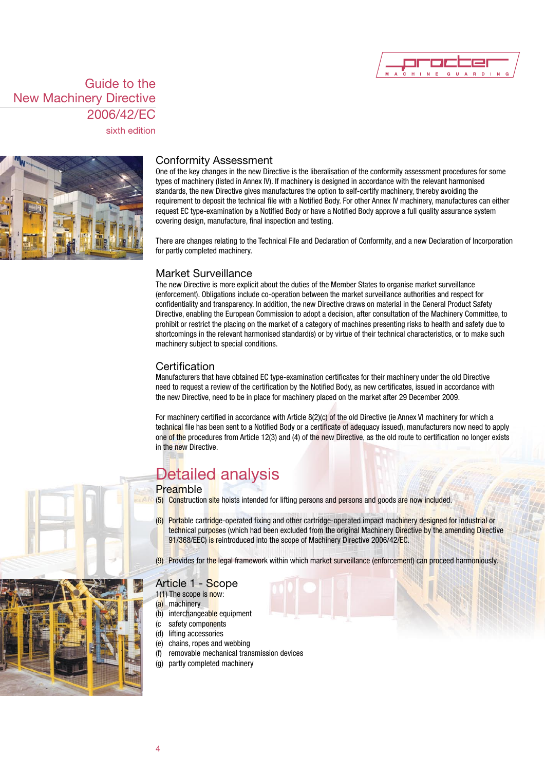## Conformity Assessment

One of the key changes in the new Directive is the liberalisation of the conformity assessment procedures for some types of machinery (listed in Annex IV). If machinery is designed in accordance with the relevant harmonised standards, the new Directive gives manufactures the option to self-certify machinery, thereby avoiding the requirement to deposit the technical file with a Notified Body. For other Annex IV machinery, manufactures can either request EC type-examination by a Notified Body or have a Notified Body approve a full quality assurance system covering design, manufacture, final inspection and testing.

There are changes relating to the Technical File and Declaration of Conformity, and a new Declaration of Incorporation for partly completed machinery.

## Market Surveillance

The new Directive is more explicit about the duties of the Member States to organise market surveillance (enforcement). Obligations include co-operation between the market surveillance authorities and respect for confidentiality and transparency. In addition, the new Directive draws on material in the General Product Safety Directive, enabling the European Commission to adopt a decision, after consultation of the Machinery Committee, to prohibit or restrict the placing on the market of a category of machines presenting risks to health and safety due to shortcomings in the relevant harmonised standard(s) or by virtue of their technical characteristics, or to make such machinery subject to special conditions.

## Certification

Manufacturers that have obtained EC type-examination certificates for their machinery under the old Directive need to request a review of the certification by the Notified Body, as new certificates, issued in accordance with the new Directive, need to be in place for machinery placed on the market after 29 December 2009.

For machinery certified in accordance with Article 8(2)(c) of the old Directive (ie Annex VI machinery for which a technical file has been sent to a Notified Body or a certificate of adequacy issued), manufacturers now need to apply one of the procedures from Article 12(3) and (4) of the new Directive, as the old route to certification no longer exists in the new Directive.

# Detailed analysis

## Preamble

(5) Construction site hoists intended for lifting persons and persons and goods are now included.

(6) Portable cartridge-operated fixing and other cartridge-operated impact machinery designed for industrial or technical purposes (which had been excluded from the original Machinery Directive by the amending Directive 91/368/EEC) is reintroduced into the scope of Machinery Directive 2006/42/EC.

(9) Provides for the legal framework within which market surveillance (enforcement) can proceed harmoniously.

## Article 1 - Scope

1(1) The scope is now:

(a) machinery
(b) interchangeable equipment
(c safety components
(d) lifting accessories
(e) chains, ropes and webbing
(f) removable mechanical transmission devices
(g) partly completed machinery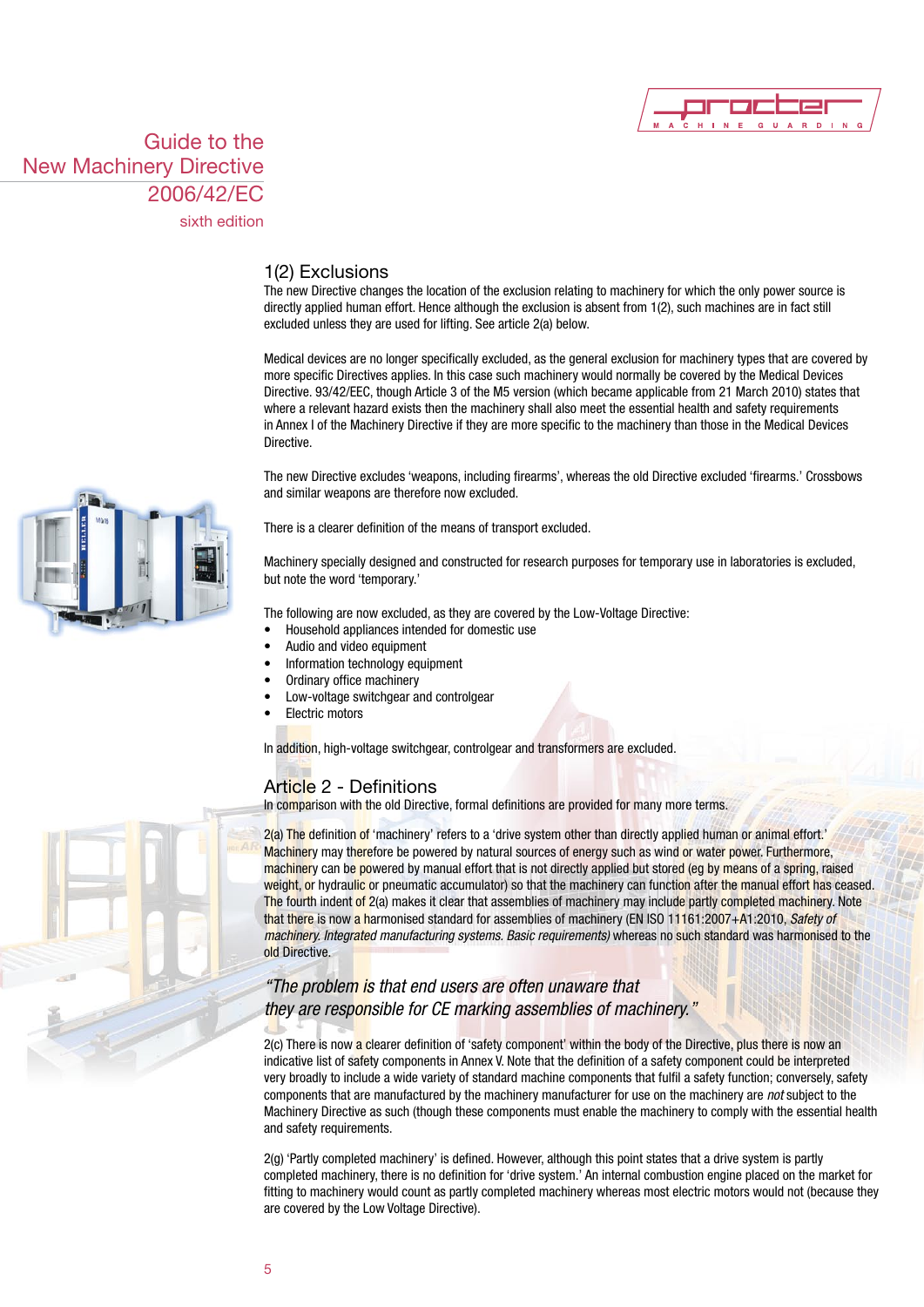## 1(2) Exclusions

The new Directive changes the location of the exclusion relating to machinery for which the only power source is directly applied human effort. Hence although the exclusion is absent from 1(2), such machines are in fact still excluded unless they are used for lifting. See article 2(a) below.

Medical devices are no longer specifically excluded, as the general exclusion for machinery types that are covered by more specific Directives applies. In this case such machinery would normally be covered by the Medical Devices Directive. 93/42/EEC, though Article 3 of the M5 version (which became applicable from 21 March 2010) states that where a relevant hazard exists then the machinery shall also meet the essential health and safety requirements in Annex I of the Machinery Directive if they are more specific to the machinery than those in the Medical Devices Directive.

The new Directive excludes 'weapons, including firearms', whereas the old Directive excluded 'firearms.' Crossbows and similar weapons are therefore now excluded.

There is a clearer definition of the means of transport excluded.

Machinery specially designed and constructed for research purposes for temporary use in laboratories is excluded, but note the word 'temporary.'

The following are now excluded, as they are covered by the Low-Voltage Directive:

- Household appliances intended for domestic use
- Audio and video equipment
- Information technology equipment
- Ordinary office machinery
- Low-voltage switchgear and controlgear
- Electric motors

In addition, high-voltage switchgear, controlgear and transformers are excluded.

## Article 2 - Definitions

In comparison with the old Directive, formal definitions are provided for many more terms.

2(a) The definition of 'machinery' refers to a 'drive system other than directly applied human or animal effort.' Machinery may therefore be powered by natural sources of energy such as wind or water power. Furthermore, machinery can be powered by manual effort that is not directly applied but stored (eg by means of a spring, raised weight, or hydraulic or pneumatic accumulator) so that the machinery can function after the manual effort has ceased. The fourth indent of 2(a) makes it clear that assemblies of machinery may include partly completed machinery. Note that there is now a harmonised standard for assemblies of machinery (EN ISO 11161:2007+A1:2010, *Safety of machinery. Integrated manufacturing systems. Basic requirements)* whereas no such standard was harmonised to the old Directive.

*"The problem is that end users are often unaware that they are responsible for CE marking assemblies of machinery."*

2(c) There is now a clearer definition of 'safety component' within the body of the Directive, plus there is now an indicative list of safety components in Annex V. Note that the definition of a safety component could be interpreted very broadly to include a wide variety of standard machine components that fulfil a safety function; conversely, safety components that are manufactured by the machinery manufacturer for use on the machinery are *not* subject to the Machinery Directive as such (though these components must enable the machinery to comply with the essential health and safety requirements.

2(g) 'Partly completed machinery' is defined. However, although this point states that a drive system is partly completed machinery, there is no definition for 'drive system.' An internal combustion engine placed on the market for fitting to machinery would count as partly completed machinery whereas most electric motors would not (because they are covered by the Low Voltage Directive).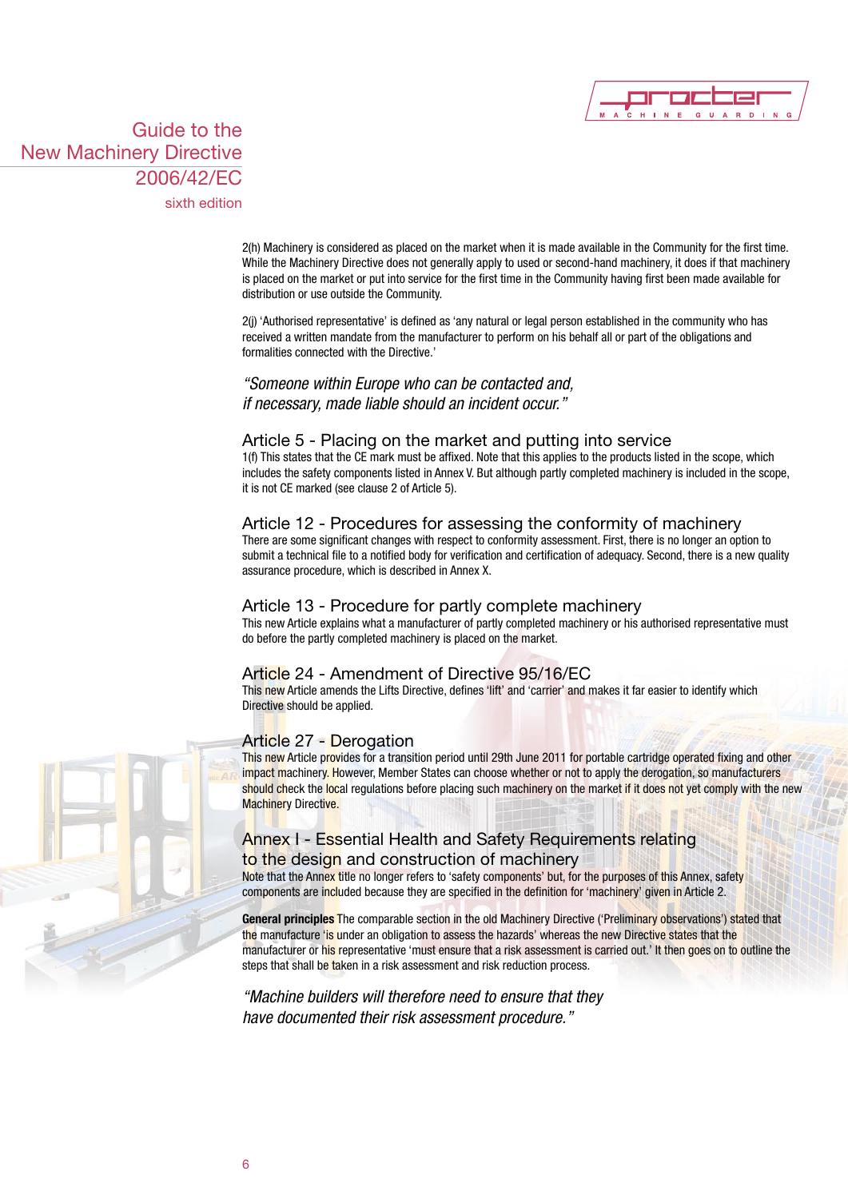2(h) Machinery is considered as placed on the market when it is made available in the Community for the first time. While the Machinery Directive does not generally apply to used or second-hand machinery, it does if that machinery is placed on the market or put into service for the first time in the Community having first been made available for distribution or use outside the Community.

2(j) 'Authorised representative' is defined as 'any natural or legal person established in the community who has received a written mandate from the manufacturer to perform on his behalf all or part of the obligations and formalities connected with the Directive.'

*"Someone within Europe who can be contacted and, if necessary, made liable should an incident occur."*

## Article 5 - Placing on the market and putting into service

1(f) This states that the CE mark must be affixed. Note that this applies to the products listed in the scope, which includes the safety components listed in Annex V. But although partly completed machinery is included in the scope, it is not CE marked (see clause 2 of Article 5).

## Article 12 - Procedures for assessing the conformity of machinery

There are some significant changes with respect to conformity assessment. First, there is no longer an option to submit a technical file to a notified body for verification and certification of adequacy. Second, there is a new quality assurance procedure, which is described in Annex X.

## Article 13 - Procedure for partly complete machinery

This new Article explains what a manufacturer of partly completed machinery or his authorised representative must do before the partly completed machinery is placed on the market.

## Article 24 - Amendment of Directive 95/16/EC

This new Article amends the Lifts Directive, defines 'lift' and 'carrier' and makes it far easier to identify which Directive should be applied.

## Article 27 - Derogation

This new Article provides for a transition period until 29th June 2011 for portable cartridge operated fixing and other impact machinery. However, Member States can choose whether or not to apply the derogation, so manufacturers should check the local regulations before placing such machinery on the market if it does not yet comply with the new Machinery Directive.

## Annex I - Essential Health and Safety Requirements relating to the design and construction of machinery

Note that the Annex title no longer refers to 'safety components' but, for the purposes of this Annex, safety components are included because they are specified in the definition for 'machinery' given in Article 2.

**General principles** The comparable section in the old Machinery Directive ('Preliminary observations') stated that the manufacture 'is under an obligation to assess the hazards' whereas the new Directive states that the manufacturer or his representative 'must ensure that a risk assessment is carried out.' It then goes on to outline the steps that shall be taken in a risk assessment and risk reduction process.

*"Machine builders will therefore need to ensure that they have documented their risk assessment procedure."*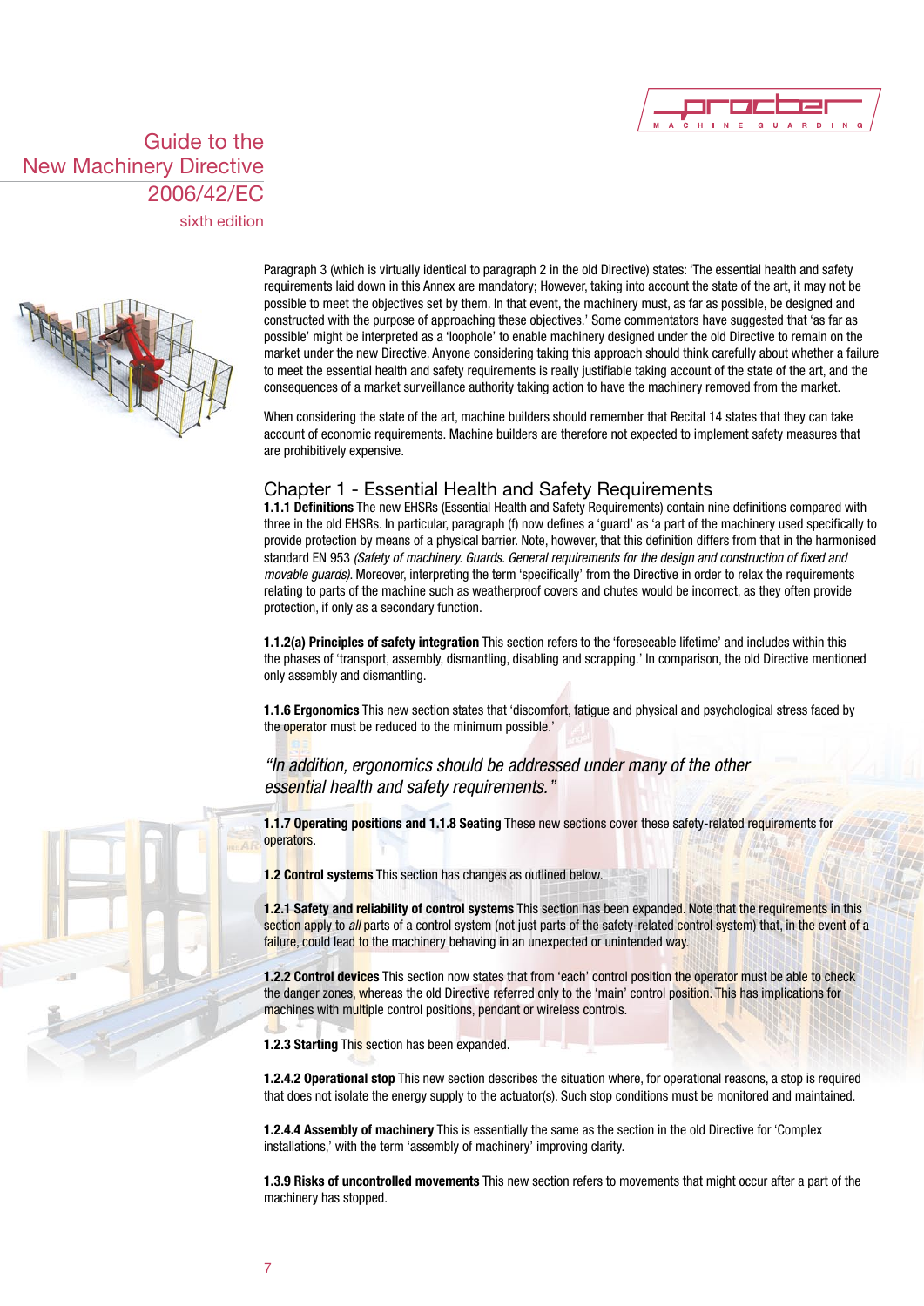Paragraph 3 (which is virtually identical to paragraph 2 in the old Directive) states: 'The essential health and safety requirements laid down in this Annex are mandatory; However, taking into account the state of the art, it may not be possible to meet the objectives set by them. In that event, the machinery must, as far as possible, be designed and constructed with the purpose of approaching these objectives.' Some commentators have suggested that 'as far as possible' might be interpreted as a 'loophole' to enable machinery designed under the old Directive to remain on the market under the new Directive. Anyone considering taking this approach should think carefully about whether a failure to meet the essential health and safety requirements is really justifiable taking account of the state of the art, and the consequences of a market surveillance authority taking action to have the machinery removed from the market.

When considering the state of the art, machine builders should remember that Recital 14 states that they can take account of economic requirements. Machine builders are therefore not expected to implement safety measures that are prohibitively expensive.

## Chapter 1 - Essential Health and Safety Requirements

**1.1.1 Definitions** The new EHSRs (Essential Health and Safety Requirements) contain nine definitions compared with three in the old EHSRs. In particular, paragraph (f) now defines a 'guard' as 'a part of the machinery used specifically to provide protection by means of a physical barrier. Note, however, that this definition differs from that in the harmonised standard EN 953 *(Safety of machinery. Guards. General requirements for the design and construction of fixed and movable guards).* Moreover, interpreting the term 'specifically' from the Directive in order to relax the requirements relating to parts of the machine such as weatherproof covers and chutes would be incorrect, as they often provide protection, if only as a secondary function.

**1.1.2(a) Principles of safety integration** This section refers to the 'foreseeable lifetime' and includes within this the phases of 'transport, assembly, dismantling, disabling and scrapping.' In comparison, the old Directive mentioned only assembly and dismantling.

**1.1.6 Ergonomics** This new section states that 'discomfort, fatigue and physical and psychological stress faced by the operator must be reduced to the minimum possible.'

*"In addition, ergonomics should be addressed under many of the other essential health and safety requirements."*

**1.1.7 Operating positions and 1.1.8 Seating** These new sections cover these safety-related requirements for operators.

**1.2 Control systems** This section has changes as outlined below.

**1.2.1 Safety and reliability of control systems** This section has been expanded. Note that the requirements in this section apply to *all* parts of a control system (not just parts of the safety-related control system) that, in the event of a failure, could lead to the machinery behaving in an unexpected or unintended way.

**1.2.2 Control devices** This section now states that from 'each' control position the operator must be able to check the danger zones, whereas the old Directive referred only to the 'main' control position. This has implications for machines with multiple control positions, pendant or wireless controls.

**1.2.3 Starting** This section has been expanded.

**1.2.4.2 Operational stop** This new section describes the situation where, for operational reasons, a stop is required that does not isolate the energy supply to the actuator(s). Such stop conditions must be monitored and maintained.

**1.2.4.4 Assembly of machinery** This is essentially the same as the section in the old Directive for 'Complex installations,' with the term 'assembly of machinery' improving clarity.

**1.3.9 Risks of uncontrolled movements** This new section refers to movements that might occur after a part of the machinery has stopped.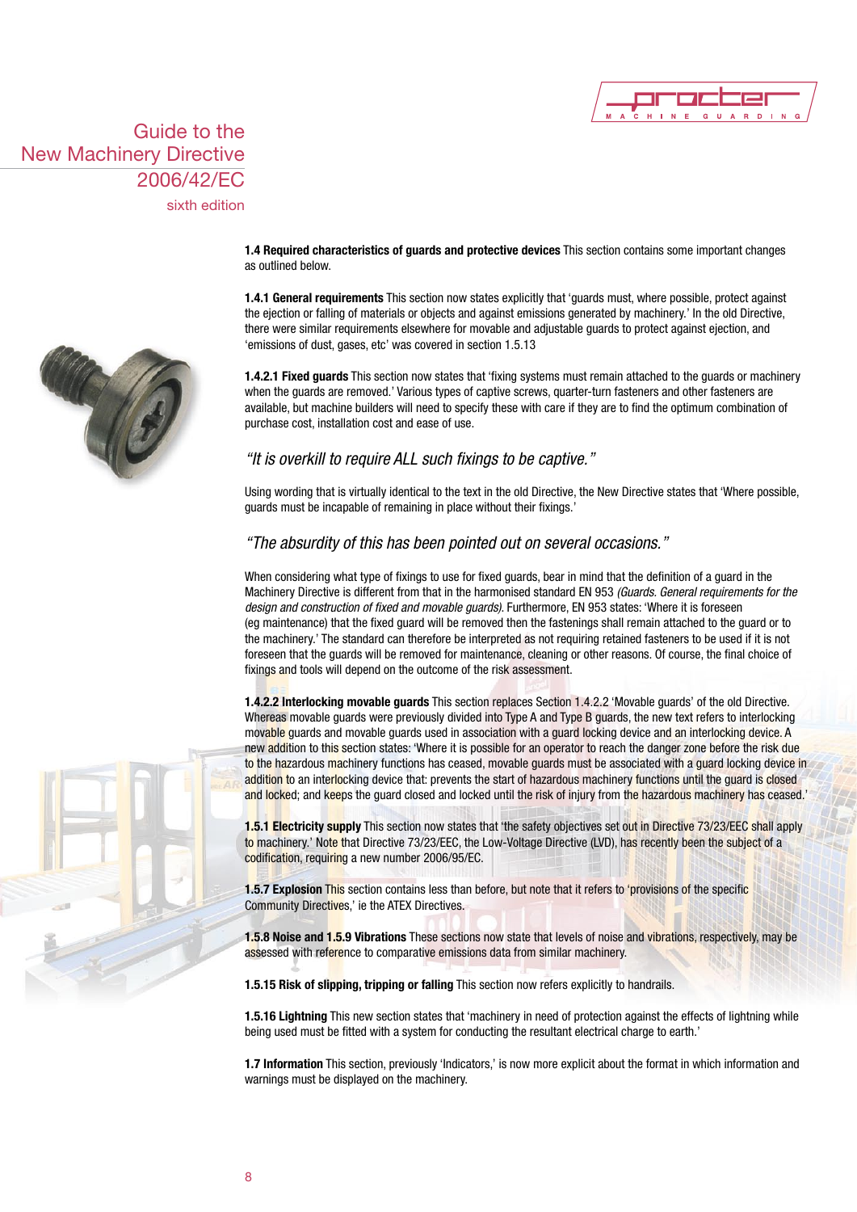**1.4 Required characteristics of guards and protective devices** This section contains some important changes as outlined below.

**1.4.1 General requirements** This section now states explicitly that 'guards must, where possible, protect against the ejection or falling of materials or objects and against emissions generated by machinery.' In the old Directive, there were similar requirements elsewhere for movable and adjustable guards to protect against ejection, and 'emissions of dust, gases, etc' was covered in section 1.5.13

**1.4.2.1 Fixed guards** This section now states that 'fixing systems must remain attached to the guards or machinery when the guards are removed.' Various types of captive screws, quarter-turn fasteners and other fasteners are available, but machine builders will need to specify these with care if they are to find the optimum combination of purchase cost, installation cost and ease of use.

*"It is overkill to require ALL such fixings to be captive."*

Using wording that is virtually identical to the text in the old Directive, the New Directive states that 'Where possible, guards must be incapable of remaining in place without their fixings.'

*"The absurdity of this has been pointed out on several occasions."*

When considering what type of fixings to use for fixed guards, bear in mind that the definition of a guard in the Machinery Directive is different from that in the harmonised standard EN 953 *(Guards. General requirements for the design and construction of fixed and movable guards)*. Furthermore, EN 953 states: 'Where it is foreseen (eg maintenance) that the fixed guard will be removed then the fastenings shall remain attached to the guard or to the machinery.' The standard can therefore be interpreted as not requiring retained fasteners to be used if it is not foreseen that the guards will be removed for maintenance, cleaning or other reasons. Of course, the final choice of fixings and tools will depend on the outcome of the risk assessment.

**1.4.2.2 Interlocking movable guards** This section replaces Section 1.4.2.2 'Movable guards' of the old Directive. Whereas movable guards were previously divided into Type A and Type B guards, the new text refers to interlocking movable guards and movable guards used in association with a guard locking device and an interlocking device. A new addition to this section states: 'Where it is possible for an operator to reach the danger zone before the risk due to the hazardous machinery functions has ceased, movable guards must be associated with a guard locking device in addition to an interlocking device that: prevents the start of hazardous machinery functions until the guard is closed and locked; and keeps the guard closed and locked until the risk of injury from the hazardous machinery has ceased.'

**1.5.1 Electricity supply** This section now states that 'the safety objectives set out in Directive 73/23/EEC shall apply to machinery.' Note that Directive 73/23/EEC, the Low-Voltage Directive (LVD), has recently been the subject of a codification, requiring a new number 2006/95/EC.

**1.5.7 Explosion** This section contains less than before, but note that it refers to 'provisions of the specific Community Directives,' ie the ATEX Directives.

**1.5.8 Noise and 1.5.9 Vibrations** These sections now state that levels of noise and vibrations, respectively, may be assessed with reference to comparative emissions data from similar machinery.

**1.5.15 Risk of slipping, tripping or falling** This section now refers explicitly to handrails.

**1.5.16 Lightning** This new section states that 'machinery in need of protection against the effects of lightning while being used must be fitted with a system for conducting the resultant electrical charge to earth.'

**1.7 Information** This section, previously 'Indicators,' is now more explicit about the format in which information and warnings must be displayed on the machinery.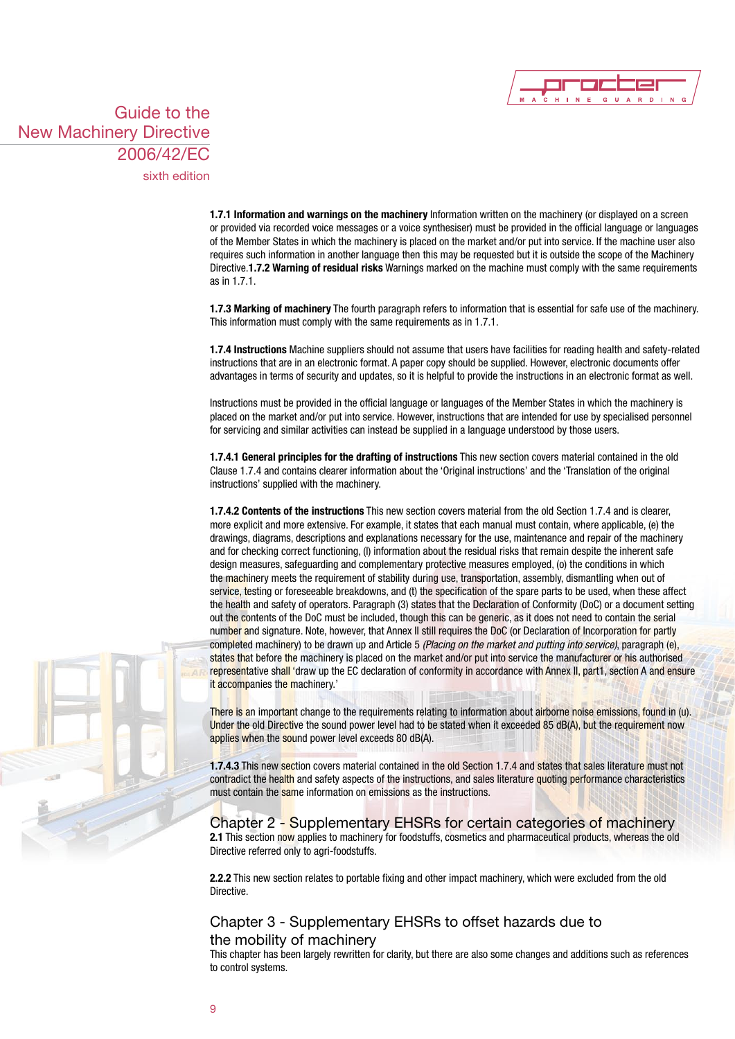**1.7.1 Information and warnings on the machinery** Information written on the machinery (or displayed on a screen or provided via recorded voice messages or a voice synthesiser) must be provided in the official language or languages of the Member States in which the machinery is placed on the market and/or put into service. If the machine user also requires such information in another language then this may be requested but it is outside the scope of the Machinery Directive.**1.7.2 Warning of residual risks** Warnings marked on the machine must comply with the same requirements as in 1.7.1.

**1.7.3 Marking of machinery** The fourth paragraph refers to information that is essential for safe use of the machinery. This information must comply with the same requirements as in 1.7.1.

**1.7.4 Instructions** Machine suppliers should not assume that users have facilities for reading health and safety-related instructions that are in an electronic format. A paper copy should be supplied. However, electronic documents offer advantages in terms of security and updates, so it is helpful to provide the instructions in an electronic format as well.

Instructions must be provided in the official language or languages of the Member States in which the machinery is placed on the market and/or put into service. However, instructions that are intended for use by specialised personnel for servicing and similar activities can instead be supplied in a language understood by those users.

**1.7.4.1 General principles for the drafting of instructions** This new section covers material contained in the old Clause 1.7.4 and contains clearer information about the 'Original instructions' and the 'Translation of the original instructions' supplied with the machinery.

**1.7.4.2 Contents of the instructions** This new section covers material from the old Section 1.7.4 and is clearer, more explicit and more extensive. For example, it states that each manual must contain, where applicable, (e) the drawings, diagrams, descriptions and explanations necessary for the use, maintenance and repair of the machinery and for checking correct functioning, (l) information about the residual risks that remain despite the inherent safe design measures, safeguarding and complementary protective measures employed, (o) the conditions in which the machinery meets the requirement of stability during use, transportation, assembly, dismantling when out of service, testing or foreseeable breakdowns, and (t) the specification of the spare parts to be used, when these affect the health and safety of operators. Paragraph (3) states that the Declaration of Conformity (DoC) or a document setting out the contents of the DoC must be included, though this can be generic, as it does not need to contain the serial number and signature. Note, however, that Annex II still requires the DoC (or Declaration of Incorporation for partly completed machinery) to be drawn up and Article 5 *(Placing on the market and putting into service)*, paragraph (e), states that before the machinery is placed on the market and/or put into service the manufacturer or his authorised representative shall 'draw up the EC declaration of conformity in accordance with Annex II, part1, section A and ensure it accompanies the machinery.'

There is an important change to the requirements relating to information about airborne noise emissions, found in (u). Under the old Directive the sound power level had to be stated when it exceeded 85 dB(A), but the requirement now applies when the sound power level exceeds 80 dB(A).

**1.7.4.3** This new section covers material contained in the old Section 1.7.4 and states that sales literature must not contradict the health and safety aspects of the instructions, and sales literature quoting performance characteristics must contain the same information on emissions as the instructions.

## Chapter 2 - Supplementary EHSRs for certain categories of machinery

**2.1** This section now applies to machinery for foodstuffs, cosmetics and pharmaceutical products, whereas the old Directive referred only to agri-foodstuffs.

**2.2.2** This new section relates to portable fixing and other impact machinery, which were excluded from the old Directive.

## Chapter 3 - Supplementary EHSRs to offset hazards due to the mobility of machinery

This chapter has been largely rewritten for clarity, but there are also some changes and additions such as references to control systems.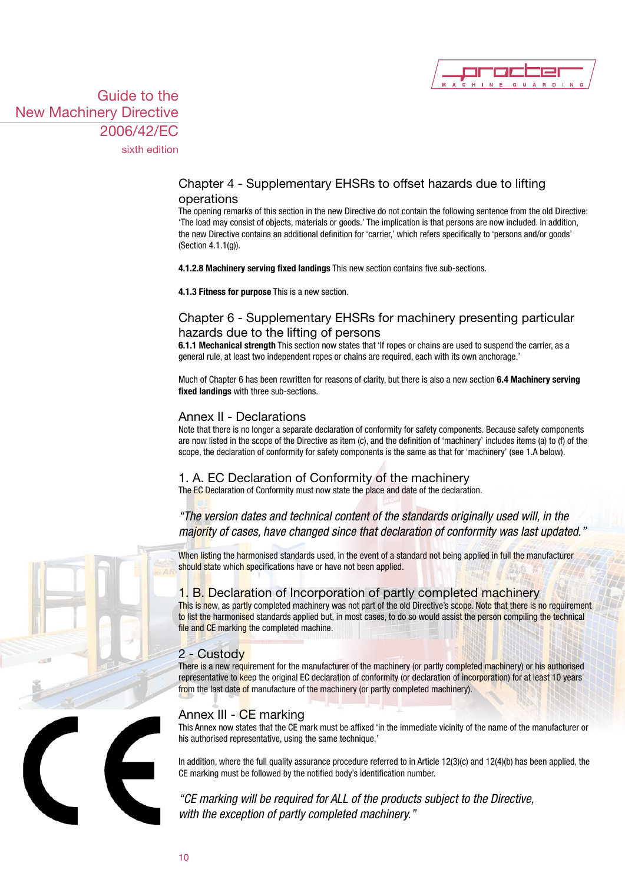## Chapter 4 - Supplementary EHSRs to offset hazards due to lifting operations

The opening remarks of this section in the new Directive do not contain the following sentence from the old Directive: 'The load may consist of objects, materials or goods.' The implication is that persons are now included. In addition, the new Directive contains an additional definition for 'carrier,' which refers specifically to 'persons and/or goods' (Section 4.1.1(g)).

**4.1.2.8 Machinery serving fixed landings** This new section contains five sub-sections.

**4.1.3 Fitness for purpose** This is a new section.

## Chapter 6 - Supplementary EHSRs for machinery presenting particular hazards due to the lifting of persons

**6.1.1 Mechanical strength** This section now states that 'If ropes or chains are used to suspend the carrier, as a general rule, at least two independent ropes or chains are required, each with its own anchorage.'

Much of Chapter 6 has been rewritten for reasons of clarity, but there is also a new section **6.4 Machinery serving fixed landings** with three sub-sections.

## Annex II - Declarations

Note that there is no longer a separate declaration of conformity for safety components. Because safety components are now listed in the scope of the Directive as item (c), and the definition of 'machinery' includes items (a) to (f) of the scope, the declaration of conformity for safety components is the same as that for 'machinery' (see 1.A below).

## 1. A. EC Declaration of Conformity of the machinery

The EC Declaration of Conformity must now state the place and date of the declaration.

*"The version dates and technical content of the standards originally used will, in the majority of cases, have changed since that declaration of conformity was last updated."*

When listing the harmonised standards used, in the event of a standard not being applied in full the manufacturer should state which specifications have or have not been applied.

## 1. B. Declaration of Incorporation of partly completed machinery

This is new, as partly completed machinery was not part of the old Directive's scope. Note that there is no requirement to list the harmonised standards applied but, in most cases, to do so would assist the person compiling the technical file and CE marking the completed machine.

## 2 - Custody

There is a new requirement for the manufacturer of the machinery (or partly completed machinery) or his authorised representative to keep the original EC declaration of conformity (or declaration of incorporation) for at least 10 years from the last date of manufacture of the machinery (or partly completed machinery).

## Annex III - CE marking

This Annex now states that the CE mark must be affixed 'in the immediate vicinity of the name of the manufacturer or his authorised representative, using the same technique.'

In addition, where the full quality assurance procedure referred to in Article 12(3)(c) and 12(4)(b) has been applied, the CE marking must be followed by the notified body's identification number.

*"CE marking will be required for ALL of the products subject to the Directive, with the exception of partly completed machinery."*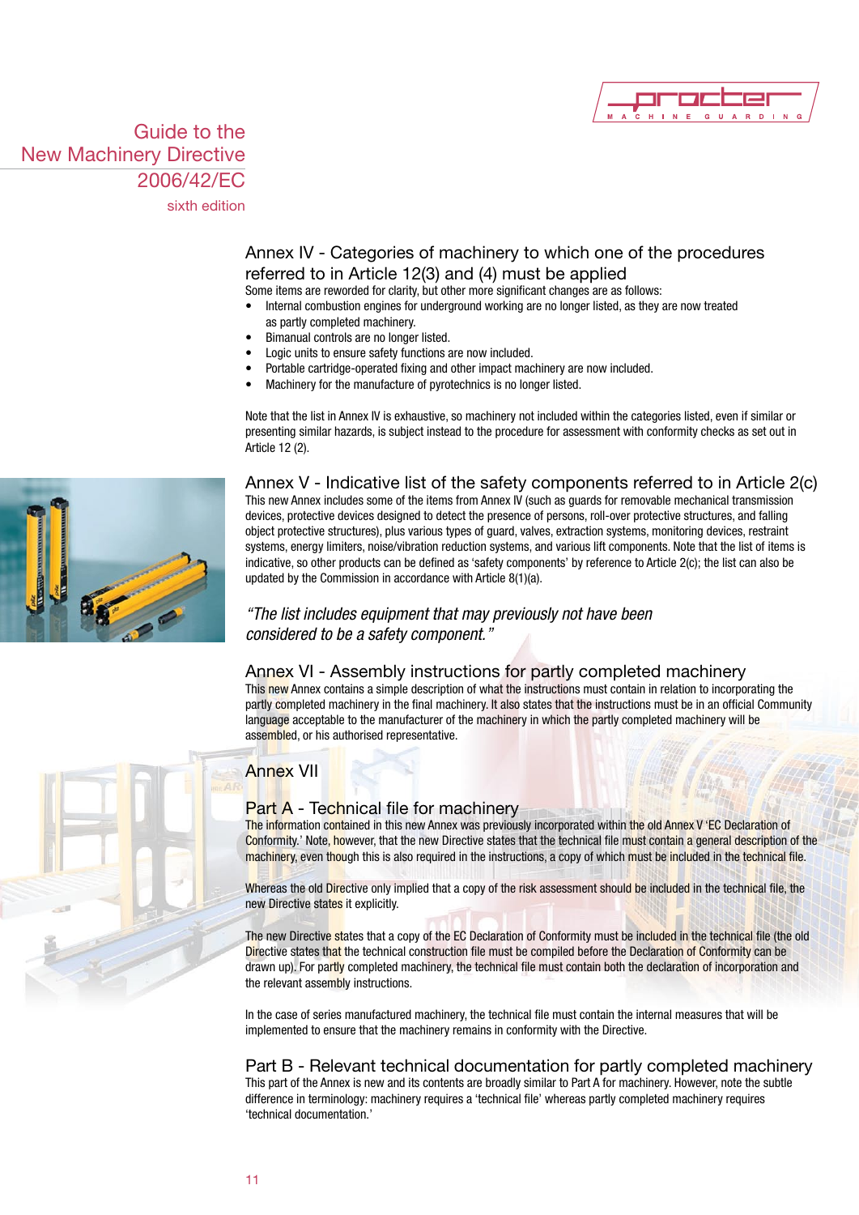## Annex IV - Categories of machinery to which one of the procedures referred to in Article 12(3) and (4) must be applied

Some items are reworded for clarity, but other more significant changes are as follows:

- Internal combustion engines for underground working are no longer listed, as they are now treated as partly completed machinery.
- Bimanual controls are no longer listed.
- Logic units to ensure safety functions are now included.
- Portable cartridge-operated fixing and other impact machinery are now included.
- Machinery for the manufacture of pyrotechnics is no longer listed.

Note that the list in Annex IV is exhaustive, so machinery not included within the categories listed, even if similar or presenting similar hazards, is subject instead to the procedure for assessment with conformity checks as set out in Article 12 (2).

## Annex V - Indicative list of the safety components referred to in Article 2(c)

This new Annex includes some of the items from Annex IV (such as guards for removable mechanical transmission devices, protective devices designed to detect the presence of persons, roll-over protective structures, and falling object protective structures), plus various types of guard, valves, extraction systems, monitoring devices, restraint systems, energy limiters, noise/vibration reduction systems, and various lift components. Note that the list of items is indicative, so other products can be defined as 'safety components' by reference to Article 2(c); the list can also be updated by the Commission in accordance with Article 8(1)(a).

*"The list includes equipment that may previously not have been considered to be a safety component."*

## Annex VI - Assembly instructions for partly completed machinery

This new Annex contains a simple description of what the instructions must contain in relation to incorporating the partly completed machinery in the final machinery. It also states that the instructions must be in an official Community language acceptable to the manufacturer of the machinery in which the partly completed machinery will be assembled, or his authorised representative.

## Annex VII

### Part A - Technical file for machinery

The information contained in this new Annex was previously incorporated within the old Annex V 'EC Declaration of Conformity.' Note, however, that the new Directive states that the technical file must contain a general description of the machinery, even though this is also required in the instructions, a copy of which must be included in the technical file.

Whereas the old Directive only implied that a copy of the risk assessment should be included in the technical file, the new Directive states it explicitly.

The new Directive states that a copy of the EC Declaration of Conformity must be included in the technical file (the old Directive states that the technical construction file must be compiled before the Declaration of Conformity can be drawn up). For partly completed machinery, the technical file must contain both the declaration of incorporation and the relevant assembly instructions.

In the case of series manufactured machinery, the technical file must contain the internal measures that will be implemented to ensure that the machinery remains in conformity with the Directive.

### Part B - Relevant technical documentation for partly completed machinery

This part of the Annex is new and its contents are broadly similar to Part A for machinery. However, note the subtle difference in terminology: machinery requires a 'technical file' whereas partly completed machinery requires 'technical documentation.'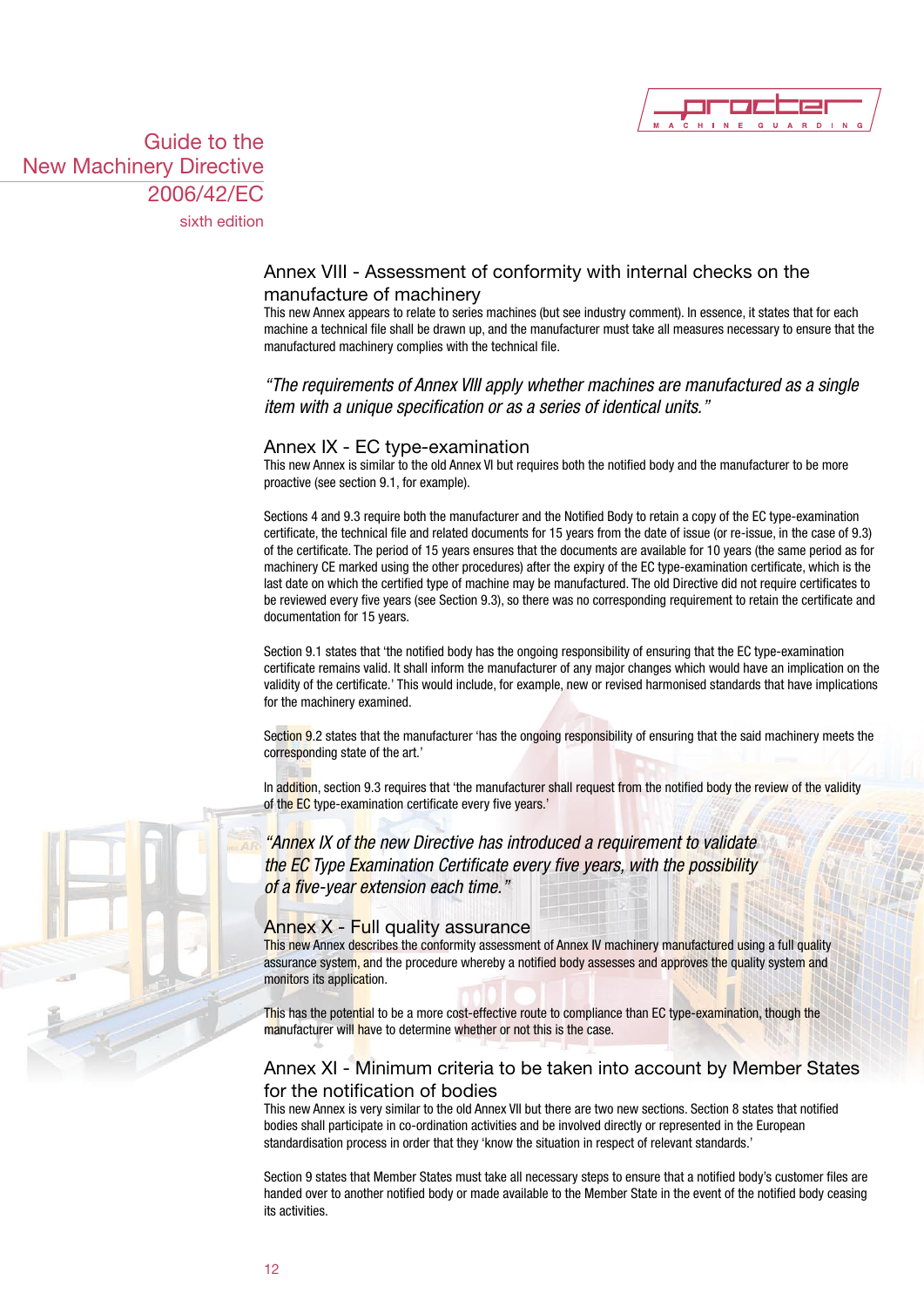## Annex VIII - Assessment of conformity with internal checks on the manufacture of machinery

This new Annex appears to relate to series machines (but see industry comment). In essence, it states that for each machine a technical file shall be drawn up, and the manufacturer must take all measures necessary to ensure that the manufactured machinery complies with the technical file.

*"The requirements of Annex VIII apply whether machines are manufactured as a single item with a unique specification or as a series of identical units."*

## Annex IX - EC type-examination

This new Annex is similar to the old Annex VI but requires both the notified body and the manufacturer to be more proactive (see section 9.1, for example).

Sections 4 and 9.3 require both the manufacturer and the Notified Body to retain a copy of the EC type-examination certificate, the technical file and related documents for 15 years from the date of issue (or re-issue, in the case of 9.3) of the certificate. The period of 15 years ensures that the documents are available for 10 years (the same period as for machinery CE marked using the other procedures) after the expiry of the EC type-examination certificate, which is the last date on which the certified type of machine may be manufactured. The old Directive did not require certificates to be reviewed every five years (see Section 9.3), so there was no corresponding requirement to retain the certificate and documentation for 15 years.

Section 9.1 states that 'the notified body has the ongoing responsibility of ensuring that the EC type-examination certificate remains valid. It shall inform the manufacturer of any major changes which would have an implication on the validity of the certificate.' This would include, for example, new or revised harmonised standards that have implications for the machinery examined.

Section 9.2 states that the manufacturer 'has the ongoing responsibility of ensuring that the said machinery meets the corresponding state of the art.'

In addition, section 9.3 requires that 'the manufacturer shall request from the notified body the review of the validity of the EC type-examination certificate every five years.'

*"Annex IX of the new Directive has introduced a requirement to validate the EC Type Examination Certificate every five years, with the possibility of a five-year extension each time."*

## Annex X - Full quality assurance

This new Annex describes the conformity assessment of Annex IV machinery manufactured using a full quality assurance system, and the procedure whereby a notified body assesses and approves the quality system and monitors its application.

This has the potential to be a more cost-effective route to compliance than EC type-examination, though the manufacturer will have to determine whether or not this is the case.

## Annex XI - Minimum criteria to be taken into account by Member States for the notification of bodies

This new Annex is very similar to the old Annex VII but there are two new sections. Section 8 states that notified bodies shall participate in co-ordination activities and be involved directly or represented in the European standardisation process in order that they 'know the situation in respect of relevant standards.'

Section 9 states that Member States must take all necessary steps to ensure that a notified body's customer files are handed over to another notified body or made available to the Member State in the event of the notified body ceasing its activities.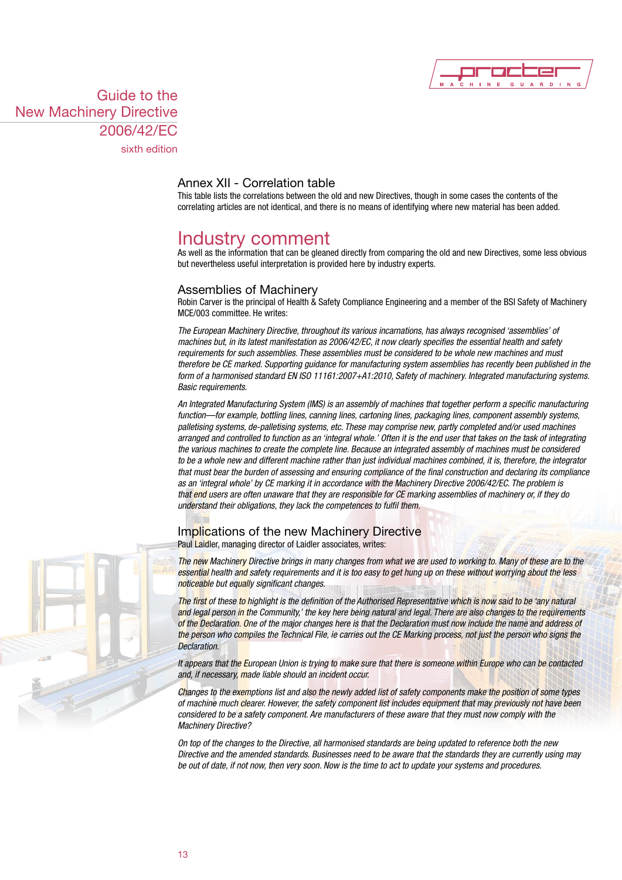## Annex XII - Correlation table

This table lists the correlations between the old and new Directives, though in some cases the contents of the correlating articles are not identical, and there is no means of identifying where new material has been added.

# Industry comment

As well as the information that can be gleaned directly from comparing the old and new Directives, some less obvious but nevertheless useful interpretation is provided here by industry experts.

## Assemblies of Machinery

Robin Carver is the principal of Health & Safety Compliance Engineering and a member of the BSI Safety of Machinery MCE/003 committee. He writes:

*The European Machinery Directive, throughout its various incarnations, has always recognised 'assemblies' of machines but, in its latest manifestation as 2006/42/EC, it now clearly specifies the essential health and safety requirements for such assemblies. These assemblies must be considered to be whole new machines and must therefore be CE marked. Supporting guidance for manufacturing system assemblies has recently been published in the form of a harmonised standard EN ISO 11161:2007+A1:2010, Safety of machinery. Integrated manufacturing systems. Basic requirements.*

*An Integrated Manufacturing System (IMS) is an assembly of machines that together perform a specific manufacturing function—for example, bottling lines, canning lines, cartoning lines, packaging lines, component assembly systems, palletising systems, de-palletising systems, etc. These may comprise new, partly completed and/or used machines arranged and controlled to function as an 'integral whole.' Often it is the end user that takes on the task of integrating the various machines to create the complete line. Because an integrated assembly of machines must be considered to be a whole new and different machine rather than just individual machines combined, it is, therefore, the integrator that must bear the burden of assessing and ensuring compliance of the final construction and declaring its compliance as an 'integral whole' by CE marking it in accordance with the Machinery Directive 2006/42/EC. The problem is that end users are often unaware that they are responsible for CE marking assemblies of machinery or, if they do understand their obligations, they lack the competences to fulfil them.*

## Implications of the new Machinery Directive

Paul Laidler, managing director of Laidler associates, writes:

*The new Machinery Directive brings in many changes from what we are used to working to. Many of these are to the essential health and safety requirements and it is too easy to get hung up on these without worrying about the less noticeable but equally significant changes.*

*The first of these to highlight is the definition of the Authorised Representative which is now said to be 'any natural and legal person in the Community,' the key here being natural and legal. There are also changes to the requirements of the Declaration. One of the major changes here is that the Declaration must now include the name and address of the person who compiles the Technical File, ie carries out the CE Marking process, not just the person who signs the Declaration.*

*It appears that the European Union is trying to make sure that there is someone within Europe who can be contacted and, if necessary, made liable should an incident occur.*

*Changes to the exemptions list and also the newly added list of safety components make the position of some types of machine much clearer. However, the safety component list includes equipment that may previously not have been considered to be a safety component. Are manufacturers of these aware that they must now comply with the Machinery Directive?*

*On top of the changes to the Directive, all harmonised standards are being updated to reference both the new Directive and the amended standards. Businesses need to be aware that the standards they are currently using may be out of date, if not now, then very soon. Now is the time to act to update your systems and procedures.*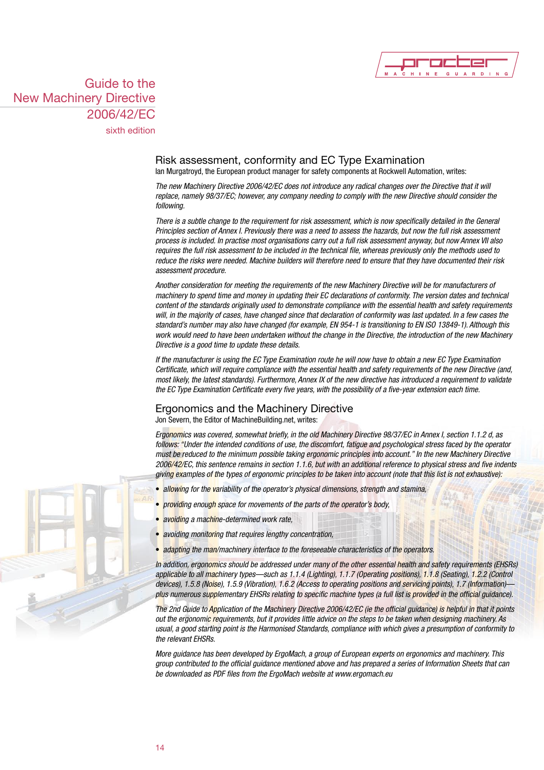## Risk assessment, conformity and EC Type Examination

Ian Murgatroyd, the European product manager for safety components at Rockwell Automation, writes:

*The new Machinery Directive 2006/42/EC does not introduce any radical changes over the Directive that it will replace, namely 98/37/EC; however, any company needing to comply with the new Directive should consider the following.*

*There is a subtle change to the requirement for risk assessment, which is now specifically detailed in the General Principles section of Annex I. Previously there was a need to assess the hazards, but now the full risk assessment process is included. In practise most organisations carry out a full risk assessment anyway, but now Annex VII also requires the full risk assessment to be included in the technical file, whereas previously only the methods used to reduce the risks were needed. Machine builders will therefore need to ensure that they have documented their risk assessment procedure.*

*Another consideration for meeting the requirements of the new Machinery Directive will be for manufacturers of machinery to spend time and money in updating their EC declarations of conformity. The version dates and technical content of the standards originally used to demonstrate compliance with the essential health and safety requirements will, in the majority of cases, have changed since that declaration of conformity was last updated. In a few cases the standard's number may also have changed (for example, EN 954-1 is transitioning to EN ISO 13849-1). Although this work would need to have been undertaken without the change in the Directive, the introduction of the new Machinery Directive is a good time to update these details.*

*If the manufacturer is using the EC Type Examination route he will now have to obtain a new EC Type Examination Certificate, which will require compliance with the essential health and safety requirements of the new Directive (and, most likely, the latest standards). Furthermore, Annex IX of the new directive has introduced a requirement to validate the EC Type Examination Certificate every five years, with the possibility of a five-year extension each time.*

## Ergonomics and the Machinery Directive

Jon Severn, the Editor of MachineBuilding.net, writes:

*Ergonomics was covered, somewhat briefly, in the old Machinery Directive 98/37/EC in Annex I, section 1.1.2 d, as follows: "Under the intended conditions of use, the discomfort, fatigue and psychological stress faced by the operator must be reduced to the minimum possible taking ergonomic principles into account." In the new Machinery Directive 2006/42/EC, this sentence remains in section 1.1.6, but with an additional reference to physical stress and five indents giving examples of the types of ergonomic principles to be taken into account (note that this list is not exhaustive):*

- *allowing for the variability of the operator's physical dimensions, strength and stamina,*
- *providing enough space for movements of the parts of the operator's body,*
- *avoiding a machine-determined work rate,*
- *avoiding monitoring that requires lengthy concentration,*
- *adapting the man/machinery interface to the foreseeable characteristics of the operators.*

*In addition, ergonomics should be addressed under many of the other essential health and safety requirements (EHSRs) applicable to all machinery types—such as 1.1.4 (Lighting), 1.1.7 (Operating positions), 1.1.8 (Seating), 1.2.2 (Control devices), 1.5.8 (Noise), 1.5.9 (Vibration), 1.6.2 (Access to operating positions and servicing points), 1.7 (Information)—plus numerous supplementary EHSRs relating to specific machine types (a full list is provided in the official guidance).*

*The 2nd Guide to Application of the Machinery Directive 2006/42/EC (ie the official guidance) is helpful in that it points out the ergonomic requirements, but it provides little advice on the steps to be taken when designing machinery. As usual, a good starting point is the Harmonised Standards, compliance with which gives a presumption of conformity to the relevant EHSRs.*

*More guidance has been developed by ErgoMach, a group of European experts on ergonomics and machinery. This group contributed to the official guidance mentioned above and has prepared a series of Information Sheets that can be downloaded as PDF files from the ErgoMach website at www.ergomach.eu*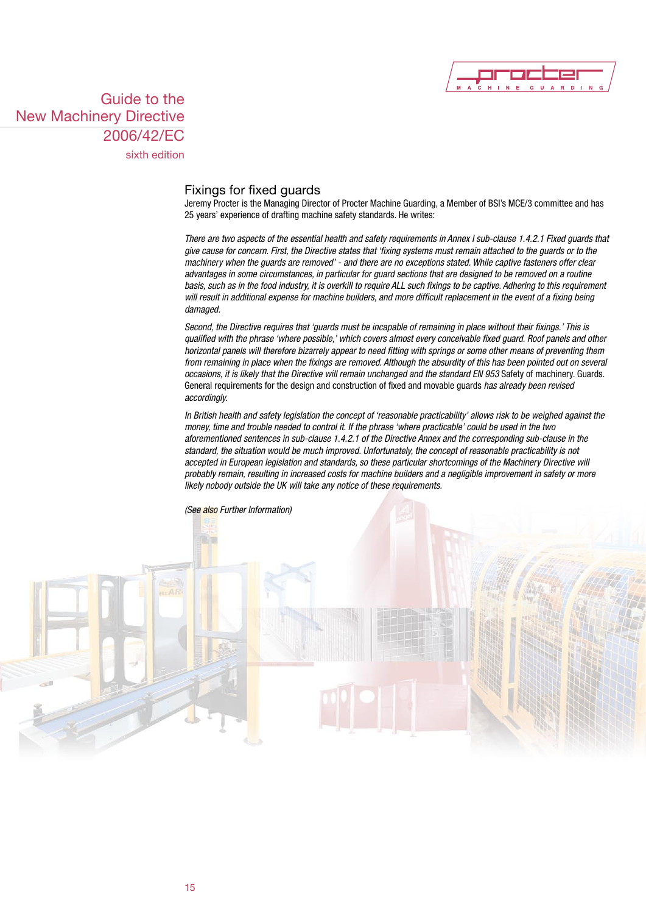## Fixings for fixed guards

Jeremy Procter is the Managing Director of Procter Machine Guarding, a Member of BSI's MCE/3 committee and has 25 years' experience of drafting machine safety standards. He writes:

*There are two aspects of the essential health and safety requirements in Annex I sub-clause 1.4.2.1 Fixed guards that give cause for concern. First, the Directive states that 'fixing systems must remain attached to the guards or to the machinery when the guards are removed' - and there are no exceptions stated. While captive fasteners offer clear advantages in some circumstances, in particular for guard sections that are designed to be removed on a routine basis, such as in the food industry, it is overkill to require ALL such fixings to be captive. Adhering to this requirement will result in additional expense for machine builders, and more difficult replacement in the event of a fixing being damaged.*

*Second, the Directive requires that 'guards must be incapable of remaining in place without their fixings.' This is qualified with the phrase 'where possible,' which covers almost every conceivable fixed guard. Roof panels and other horizontal panels will therefore bizarrely appear to need fitting with springs or some other means of preventing them from remaining in place when the fixings are removed. Although the absurdity of this has been pointed out on several occasions, it is likely that the Directive will remain unchanged and the standard EN 953* Safety of machinery. Guards. General requirements for the design and construction of fixed and movable guards *has already been revised accordingly.*

*In British health and safety legislation the concept of 'reasonable practicability' allows risk to be weighed against the money, time and trouble needed to control it. If the phrase 'where practicable' could be used in the two aforementioned sentences in sub-clause 1.4.2.1 of the Directive Annex and the corresponding sub-clause in the standard, the situation would be much improved. Unfortunately, the concept of reasonable practicability is not accepted in European legislation and standards, so these particular shortcomings of the Machinery Directive will probably remain, resulting in increased costs for machine builders and a negligible improvement in safety or more likely nobody outside the UK will take any notice of these requirements.*

*(See also Further Information)*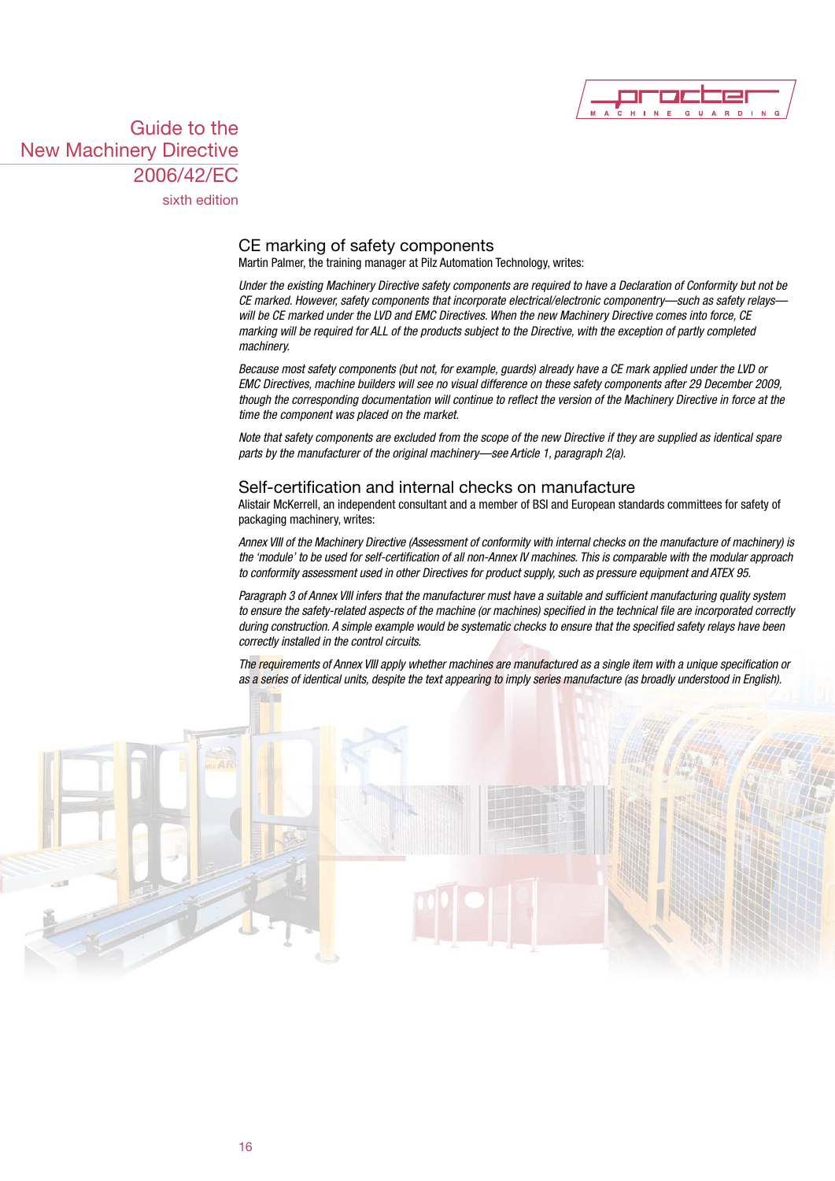## CE marking of safety components

Martin Palmer, the training manager at Pilz Automation Technology, writes:

*Under the existing Machinery Directive safety components are required to have a Declaration of Conformity but not be CE marked. However, safety components that incorporate electrical/electronic componentry—such as safety relays—will be CE marked under the LVD and EMC Directives. When the new Machinery Directive comes into force, CE marking will be required for ALL of the products subject to the Directive, with the exception of partly completed machinery.*

*Because most safety components (but not, for example, guards) already have a CE mark applied under the LVD or EMC Directives, machine builders will see no visual difference on these safety components after 29 December 2009, though the corresponding documentation will continue to reflect the version of the Machinery Directive in force at the time the component was placed on the market.*

*Note that safety components are excluded from the scope of the new Directive if they are supplied as identical spare parts by the manufacturer of the original machinery—see Article 1, paragraph 2(a).*

## Self-certification and internal checks on manufacture

Alistair McKerrell, an independent consultant and a member of BSI and European standards committees for safety of packaging machinery, writes:

*Annex VIII of the Machinery Directive (Assessment of conformity with internal checks on the manufacture of machinery) is the 'module' to be used for self-certification of all non-Annex IV machines. This is comparable with the modular approach to conformity assessment used in other Directives for product supply, such as pressure equipment and ATEX 95.*

*Paragraph 3 of Annex VIII infers that the manufacturer must have a suitable and sufficient manufacturing quality system to ensure the safety-related aspects of the machine (or machines) specified in the technical file are incorporated correctly during construction. A simple example would be systematic checks to ensure that the specified safety relays have been correctly installed in the control circuits.*

*The requirements of Annex VIII apply whether machines are manufactured as a single item with a unique specification or as a series of identical units, despite the text appearing to imply series manufacture (as broadly understood in English).*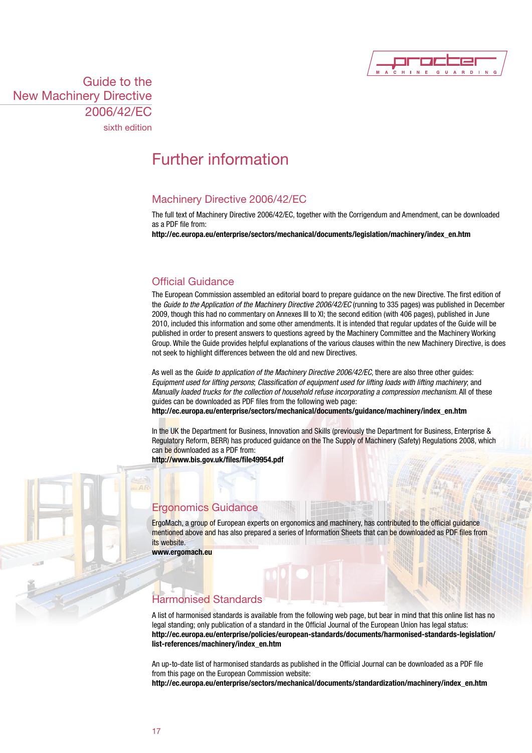# Further information

## Machinery Directive 2006/42/EC

The full text of Machinery Directive 2006/42/EC, together with the Corrigendum and Amendment, can be downloaded as a PDF file from:

**http://ec.europa.eu/enterprise/sectors/mechanical/documents/legislation/machinery/index_en.htm**

## Official Guidance

The European Commission assembled an editorial board to prepare guidance on the new Directive. The first edition of the *Guide to the Application of the Machinery Directive 2006/42/EC* (running to 335 pages) was published in December 2009, though this had no commentary on Annexes III to XI; the second edition (with 406 pages), published in June 2010, included this information and some other amendments. It is intended that regular updates of the Guide will be published in order to present answers to questions agreed by the Machinery Committee and the Machinery Working Group. While the Guide provides helpful explanations of the various clauses within the new Machinery Directive, is does not seek to highlight differences between the old and new Directives.

As well as the *Guide to application of the Machinery Directive 2006/42/EC*, there are also three other guides: *Equipment used for lifting persons*; *Classification of equipment used for lifting loads with lifting machinery*; and *Manually loaded trucks for the collection of household refuse incorporating a compression mechanism.* All of these guides can be downloaded as PDF files from the following web page:

**http://ec.europa.eu/enterprise/sectors/mechanical/documents/guidance/machinery/index_en.htm**

In the UK the Department for Business, Innovation and Skills (previously the Department for Business, Enterprise & Regulatory Reform, BERR) has produced guidance on the The Supply of Machinery (Safety) Regulations 2008, which can be downloaded as a PDF from:

**http://www.bis.gov.uk/files/file49954.pdf**

## Ergonomics Guidance

ErgoMach, a group of European experts on ergonomics and machinery, has contributed to the official guidance mentioned above and has also prepared a series of Information Sheets that can be downloaded as PDF files from its website.

**www.ergomach.eu**

## Harmonised Standards

A list of harmonised standards is available from the following web page, but bear in mind that this online list has no legal standing; only publication of a standard in the Official Journal of the European Union has legal status:

**http://ec.europa.eu/enterprise/policies/european-standards/documents/harmonised-standards-legislation/list-references/machinery/index_en.htm**

An up-to-date list of harmonised standards as published in the Official Journal can be downloaded as a PDF file from this page on the European Commission website:

**http://ec.europa.eu/enterprise/sectors/mechanical/documents/standardization/machinery/index_en.htm**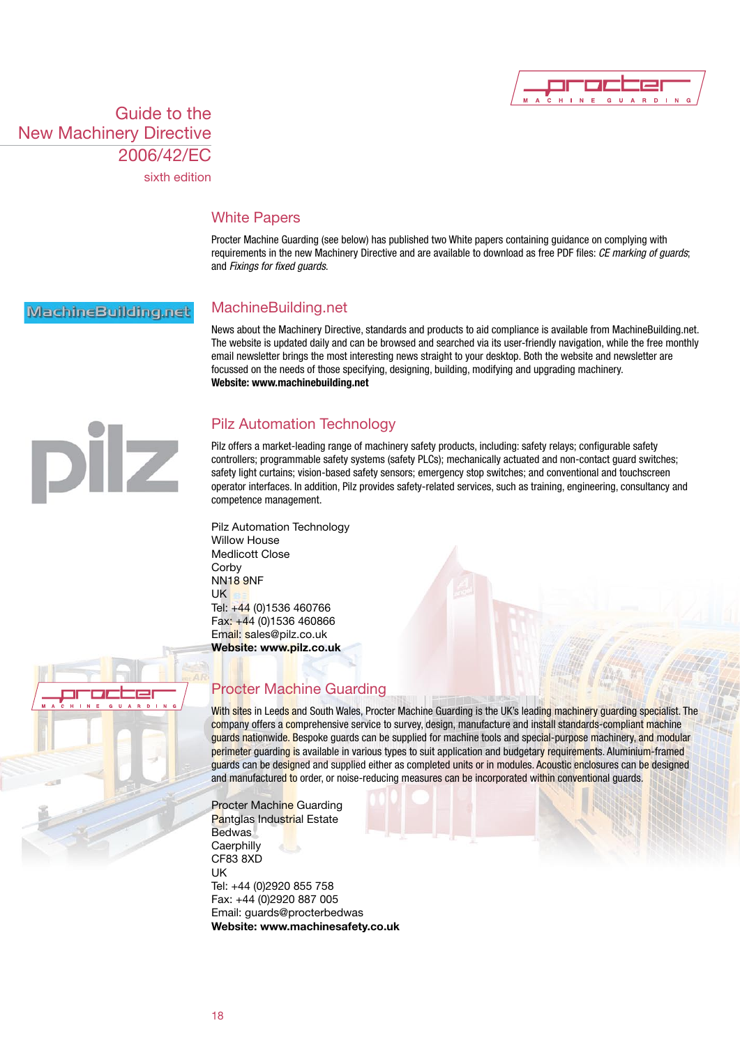# Guide to the New Machinery Directive 2006/42/EC

sixth edition

## White Papers

Procter Machine Guarding (see below) has published two White papers containing guidance on complying with requirements in the new Machinery Directive and are available to download as free PDF files: *CE marking of guards*; and *Fixings for fixed guards*.

## MachineBuilding.net

News about the Machinery Directive, standards and products to aid compliance is available from MachineBuilding.net. The website is updated daily and can be browsed and searched via its user-friendly navigation, while the free monthly email newsletter brings the most interesting news straight to your desktop. Both the website and newsletter are focussed on the needs of those specifying, designing, building, modifying and upgrading machinery.

**Website: www.machinebuilding.net**

## Pilz Automation Technology

Pilz offers a market-leading range of machinery safety products, including: safety relays; configurable safety controllers; programmable safety systems (safety PLCs); mechanically actuated and non-contact guard switches; safety light curtains; vision-based safety sensors; emergency stop switches; and conventional and touchscreen operator interfaces. In addition, Pilz provides safety-related services, such as training, engineering, consultancy and competence management.

Pilz Automation Technology
Willow House
Medlicott Close
Corby
NN18 9NF
UK
Tel: +44 (0)1536 460766
Fax: +44 (0)1536 460866
Email: sales@pilz.co.uk
**Website: www.pilz.co.uk**

## Procter Machine Guarding

With sites in Leeds and South Wales, Procter Machine Guarding is the UK's leading machinery guarding specialist. The company offers a comprehensive service to survey, design, manufacture and install standards-compliant machine guards nationwide. Bespoke guards can be supplied for machine tools and special-purpose machinery, and modular perimeter guarding is available in various types to suit application and budgetary requirements. Aluminium-framed guards can be designed and supplied either as completed units or in modules. Acoustic enclosures can be designed and manufactured to order, or noise-reducing measures can be incorporated within conventional guards.

Procter Machine Guarding
Pantglas Industrial Estate
Bedwas
Caerphilly
CF83 8XD
UK
Tel: +44 (0)2920 855 758
Fax: +44 (0)2920 887 005
Email: guards@procterbedwas
**Website: www.machinesafety.co.uk**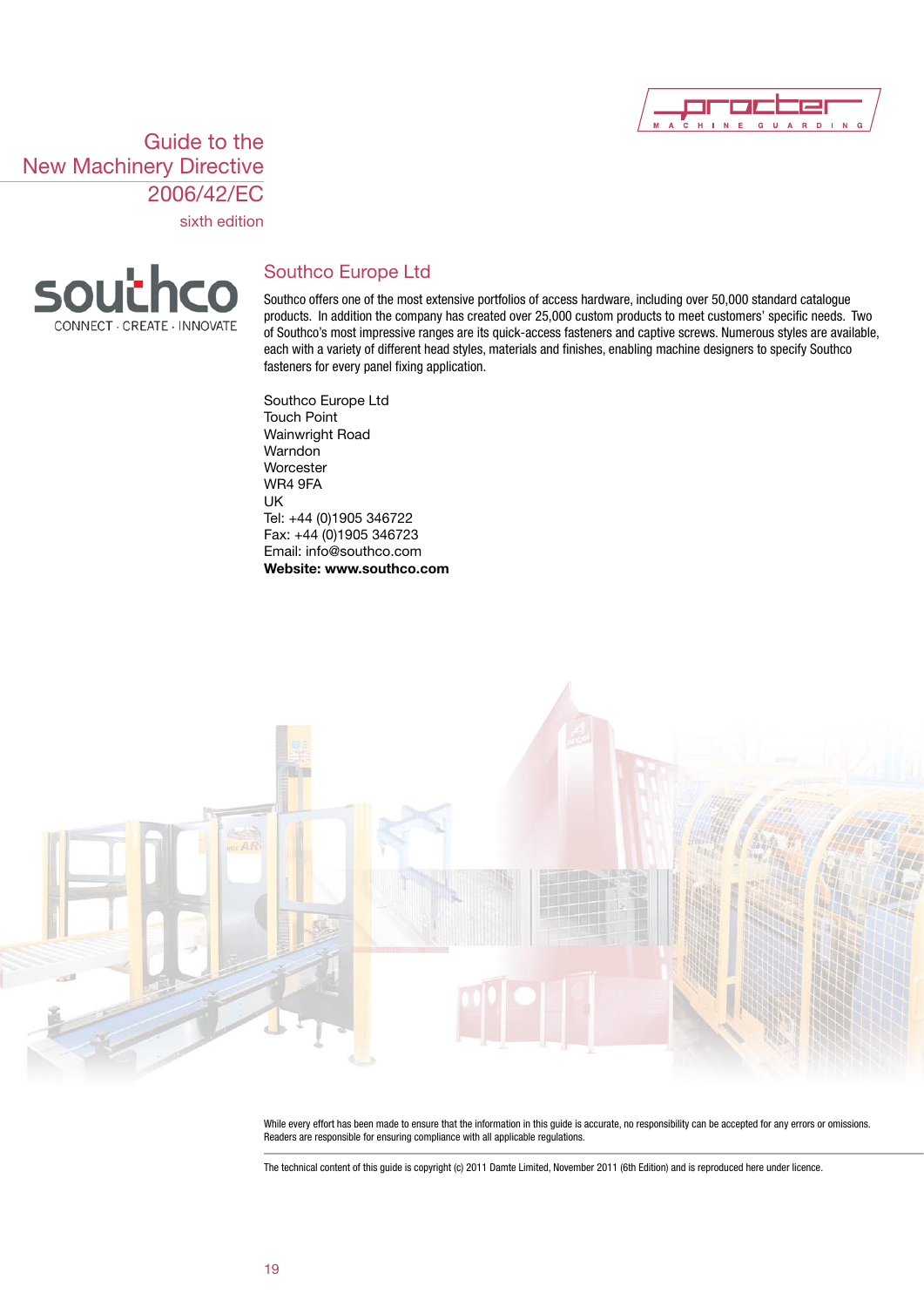# Guide to the New Machinery Directive 2006/42/EC

sixth edition

## Southco Europe Ltd

Southco offers one of the most extensive portfolios of access hardware, including over 50,000 standard catalogue products. In addition the company has created over 25,000 custom products to meet customers' specific needs. Two of Southco's most impressive ranges are its quick-access fasteners and captive screws. Numerous styles are available, each with a variety of different head styles, materials and finishes, enabling machine designers to specify Southco fasteners for every panel fixing application.

Southco Europe Ltd
Touch Point
Wainwright Road
Warndon
Worcester
WR4 9FA
UK
Tel: +44 (0)1905 346722
Fax: +44 (0)1905 346723
Email: info@southco.com
**Website: www.southco.com**

While every effort has been made to ensure that the information in this guide is accurate, no responsibility can be accepted for any errors or omissions. Readers are responsible for ensuring compliance with all applicable regulations.

The technical content of this guide is copyright (c) 2011 Damte Limited, November 2011 (6th Edition) and is reproduced here under licence.